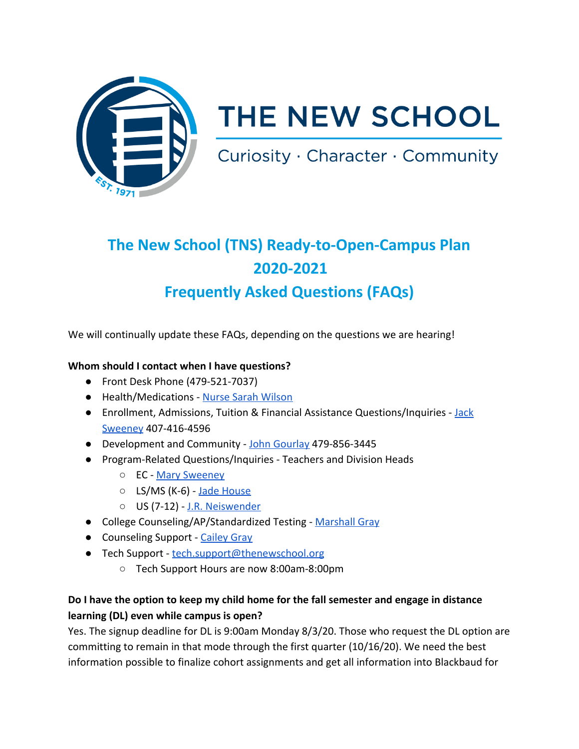# THE NEW SCHOOL

Curiosity · Character · Community

## The New School (TNS) Ready-to-Open-Campus Plan 2020-2021

## Frequently Asked Questions (FAQs)

We will continually update these FAQs, depending on the questions we are hearing!

**Whom should I contact when I have questions?**

- Front Desk Phone (479-521-7037)
- Health/Medications - Nurse Sarah Wilson
- Enrollment, Admissions, Tuition & Financial Assistance Questions/Inquiries - Jack Sweeney 407-416-4596
- Development and Community - John Gourlay 479-856-3445
- Program-Related Questions/Inquiries - Teachers and Division Heads
  - EC - Mary Sweeney
  - LS/MS (K-6) - Jade House
  - US (7-12) - J.R. Neiswender
- College Counseling/AP/Standardized Testing - Marshall Gray
- Counseling Support - Cailey Gray
- Tech Support - tech.support@thenewschool.org
  - Tech Support Hours are now 8:00am-8:00pm

**Do I have the option to keep my child home for the fall semester and engage in distance learning (DL) even while campus is open?**

Yes. The signup deadline for DL is 9:00am Monday 8/3/20. Those who request the DL option are committing to remain in that mode through the first quarter (10/16/20). We need the best information possible to finalize cohort assignments and get all information into Blackbaud for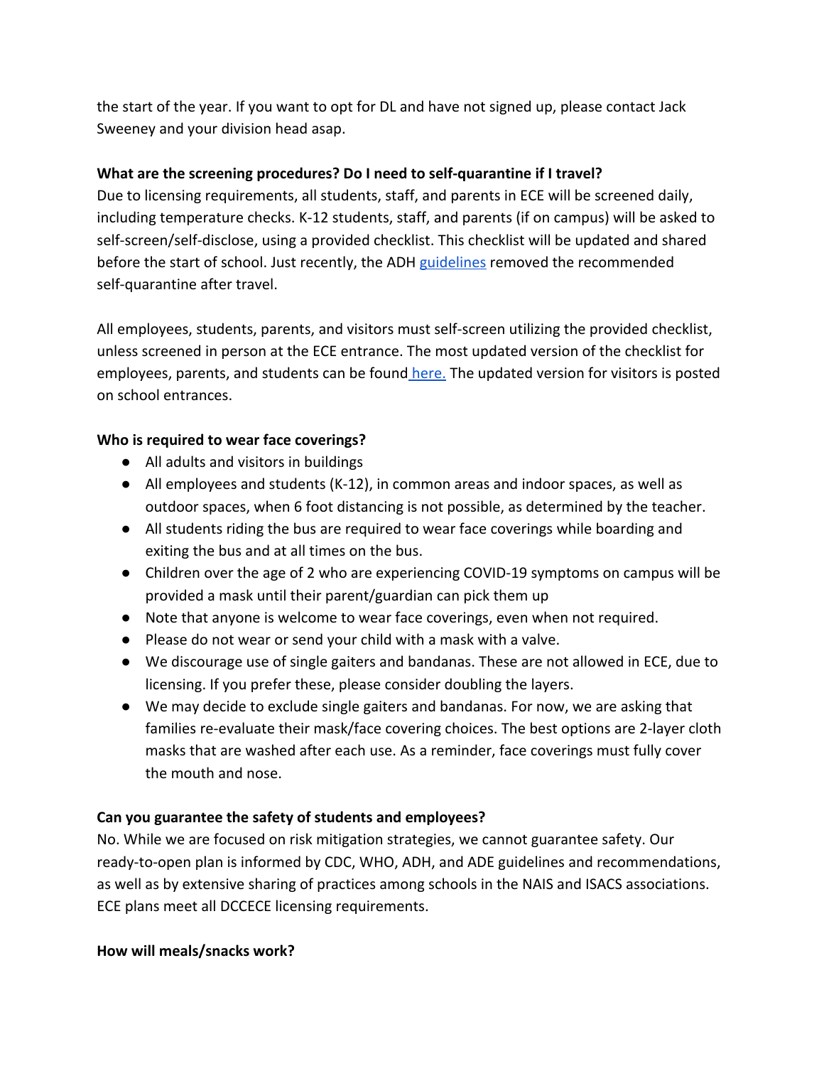the start of the year. If you want to opt for DL and have not signed up, please contact Jack Sweeney and your division head asap.

**What are the screening procedures? Do I need to self-quarantine if I travel?**

Due to licensing requirements, all students, staff, and parents in ECE will be screened daily, including temperature checks. K-12 students, staff, and parents (if on campus) will be asked to self-screen/self-disclose, using a provided checklist. This checklist will be updated and shared before the start of school. Just recently, the ADH guidelines removed the recommended self-quarantine after travel.

All employees, students, parents, and visitors must self-screen utilizing the provided checklist, unless screened in person at the ECE entrance. The most updated version of the checklist for employees, parents, and students can be found here. The updated version for visitors is posted on school entrances.

**Who is required to wear face coverings?**

- All adults and visitors in buildings
- All employees and students (K-12), in common areas and indoor spaces, as well as outdoor spaces, when 6 foot distancing is not possible, as determined by the teacher.
- All students riding the bus are required to wear face coverings while boarding and exiting the bus and at all times on the bus.
- Children over the age of 2 who are experiencing COVID-19 symptoms on campus will be provided a mask until their parent/guardian can pick them up
- Note that anyone is welcome to wear face coverings, even when not required.
- Please do not wear or send your child with a mask with a valve.
- We discourage use of single gaiters and bandanas. These are not allowed in ECE, due to licensing. If you prefer these, please consider doubling the layers.
- We may decide to exclude single gaiters and bandanas. For now, we are asking that families re-evaluate their mask/face covering choices. The best options are 2-layer cloth masks that are washed after each use. As a reminder, face coverings must fully cover the mouth and nose.

**Can you guarantee the safety of students and employees?**

No. While we are focused on risk mitigation strategies, we cannot guarantee safety. Our ready-to-open plan is informed by CDC, WHO, ADH, and ADE guidelines and recommendations, as well as by extensive sharing of practices among schools in the NAIS and ISACS associations. ECE plans meet all DCCECE licensing requirements.

**How will meals/snacks work?**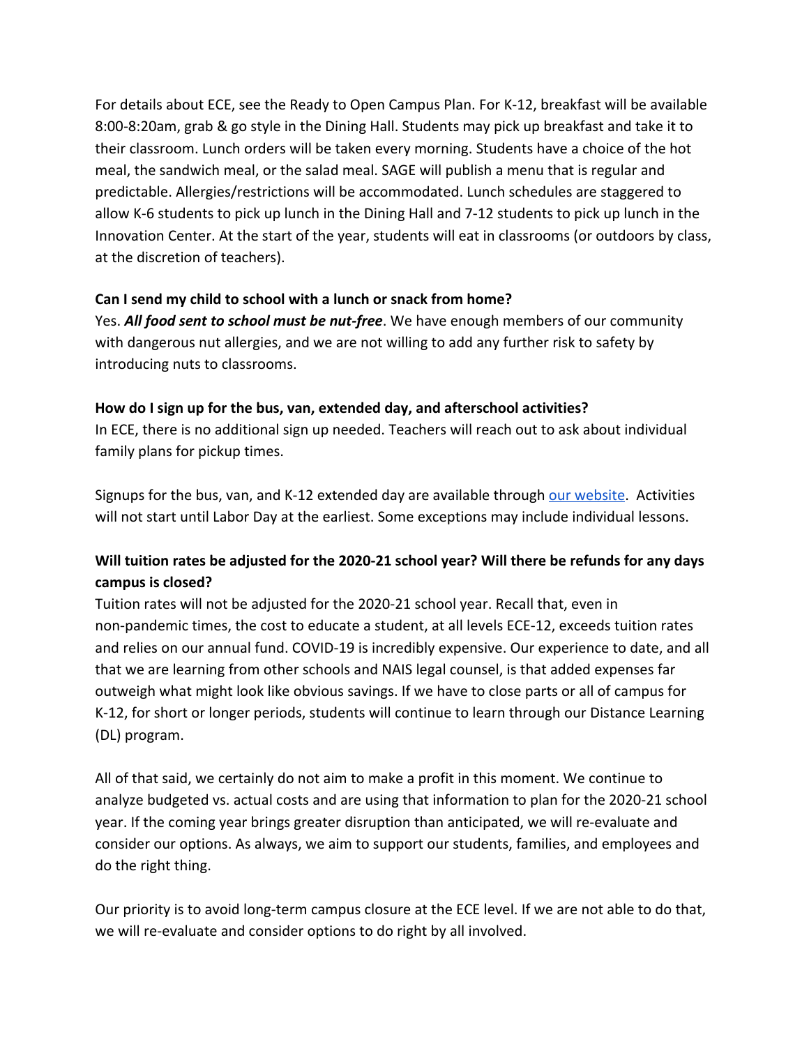For details about ECE, see the Ready to Open Campus Plan. For K-12, breakfast will be available 8:00-8:20am, grab & go style in the Dining Hall. Students may pick up breakfast and take it to their classroom. Lunch orders will be taken every morning. Students have a choice of the hot meal, the sandwich meal, or the salad meal. SAGE will publish a menu that is regular and predictable. Allergies/restrictions will be accommodated. Lunch schedules are staggered to allow K-6 students to pick up lunch in the Dining Hall and 7-12 students to pick up lunch in the Innovation Center. At the start of the year, students will eat in classrooms (or outdoors by class, at the discretion of teachers).

**Can I send my child to school with a lunch or snack from home?**

Yes. ***All food sent to school must be nut-free***. We have enough members of our community with dangerous nut allergies, and we are not willing to add any further risk to safety by introducing nuts to classrooms.

**How do I sign up for the bus, van, extended day, and afterschool activities?**

In ECE, there is no additional sign up needed. Teachers will reach out to ask about individual family plans for pickup times.

Signups for the bus, van, and K-12 extended day are available through our website. Activities will not start until Labor Day at the earliest. Some exceptions may include individual lessons.

**Will tuition rates be adjusted for the 2020-21 school year? Will there be refunds for any days campus is closed?**

Tuition rates will not be adjusted for the 2020-21 school year. Recall that, even in non-pandemic times, the cost to educate a student, at all levels ECE-12, exceeds tuition rates and relies on our annual fund. COVID-19 is incredibly expensive. Our experience to date, and all that we are learning from other schools and NAIS legal counsel, is that added expenses far outweigh what might look like obvious savings. If we have to close parts or all of campus for K-12, for short or longer periods, students will continue to learn through our Distance Learning (DL) program.

All of that said, we certainly do not aim to make a profit in this moment. We continue to analyze budgeted vs. actual costs and are using that information to plan for the 2020-21 school year. If the coming year brings greater disruption than anticipated, we will re-evaluate and consider our options. As always, we aim to support our students, families, and employees and do the right thing.

Our priority is to avoid long-term campus closure at the ECE level. If we are not able to do that, we will re-evaluate and consider options to do right by all involved.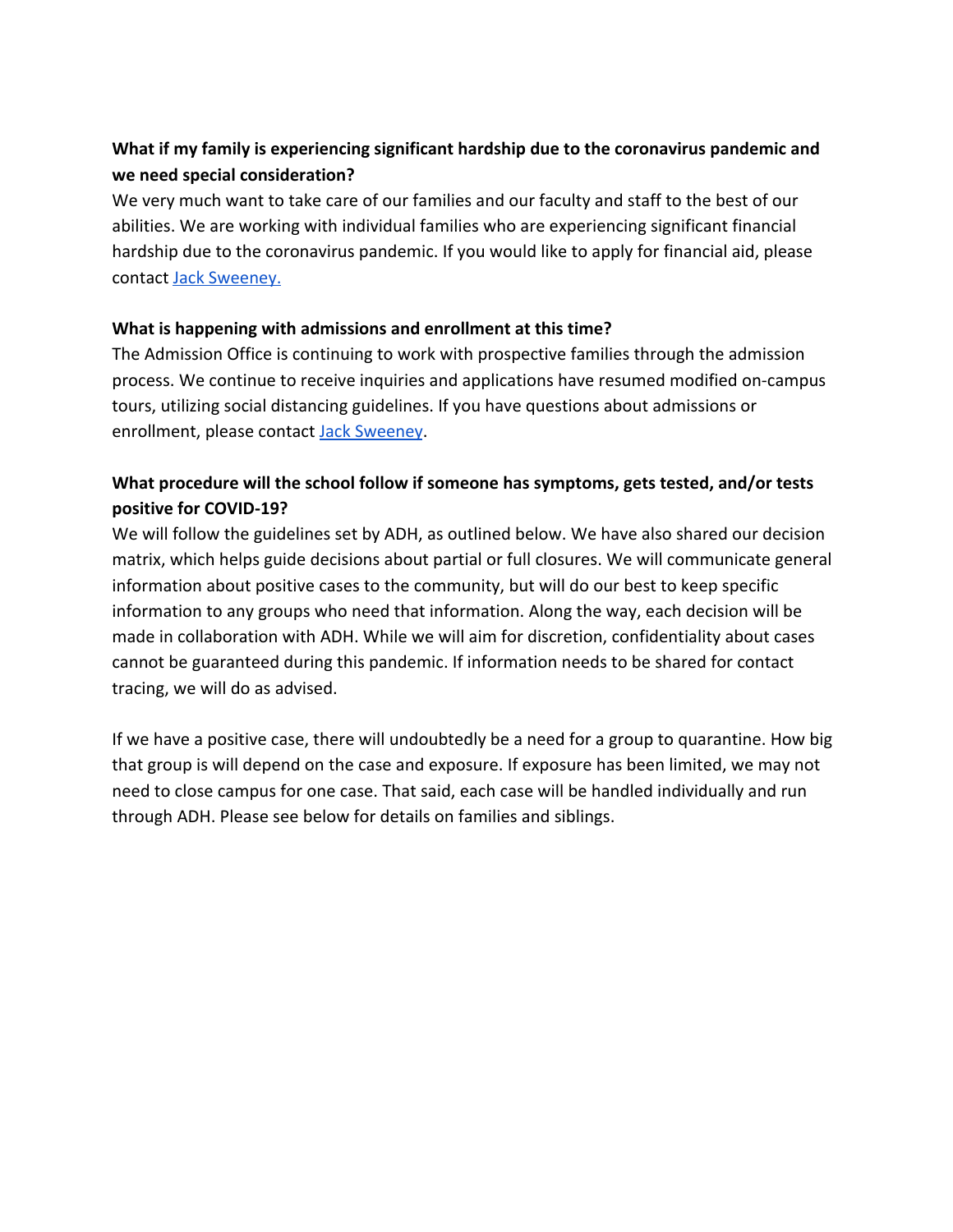**What if my family is experiencing significant hardship due to the coronavirus pandemic and we need special consideration?**

We very much want to take care of our families and our faculty and staff to the best of our abilities. We are working with individual families who are experiencing significant financial hardship due to the coronavirus pandemic. If you would like to apply for financial aid, please contact Jack Sweeney.

**What is happening with admissions and enrollment at this time?**

The Admission Office is continuing to work with prospective families through the admission process. We continue to receive inquiries and applications have resumed modified on-campus tours, utilizing social distancing guidelines. If you have questions about admissions or enrollment, please contact Jack Sweeney.

**What procedure will the school follow if someone has symptoms, gets tested, and/or tests positive for COVID-19?**

We will follow the guidelines set by ADH, as outlined below. We have also shared our decision matrix, which helps guide decisions about partial or full closures. We will communicate general information about positive cases to the community, but will do our best to keep specific information to any groups who need that information. Along the way, each decision will be made in collaboration with ADH. While we will aim for discretion, confidentiality about cases cannot be guaranteed during this pandemic. If information needs to be shared for contact tracing, we will do as advised.

If we have a positive case, there will undoubtedly be a need for a group to quarantine. How big that group is will depend on the case and exposure. If exposure has been limited, we may not need to close campus for one case. That said, each case will be handled individually and run through ADH. Please see below for details on families and siblings.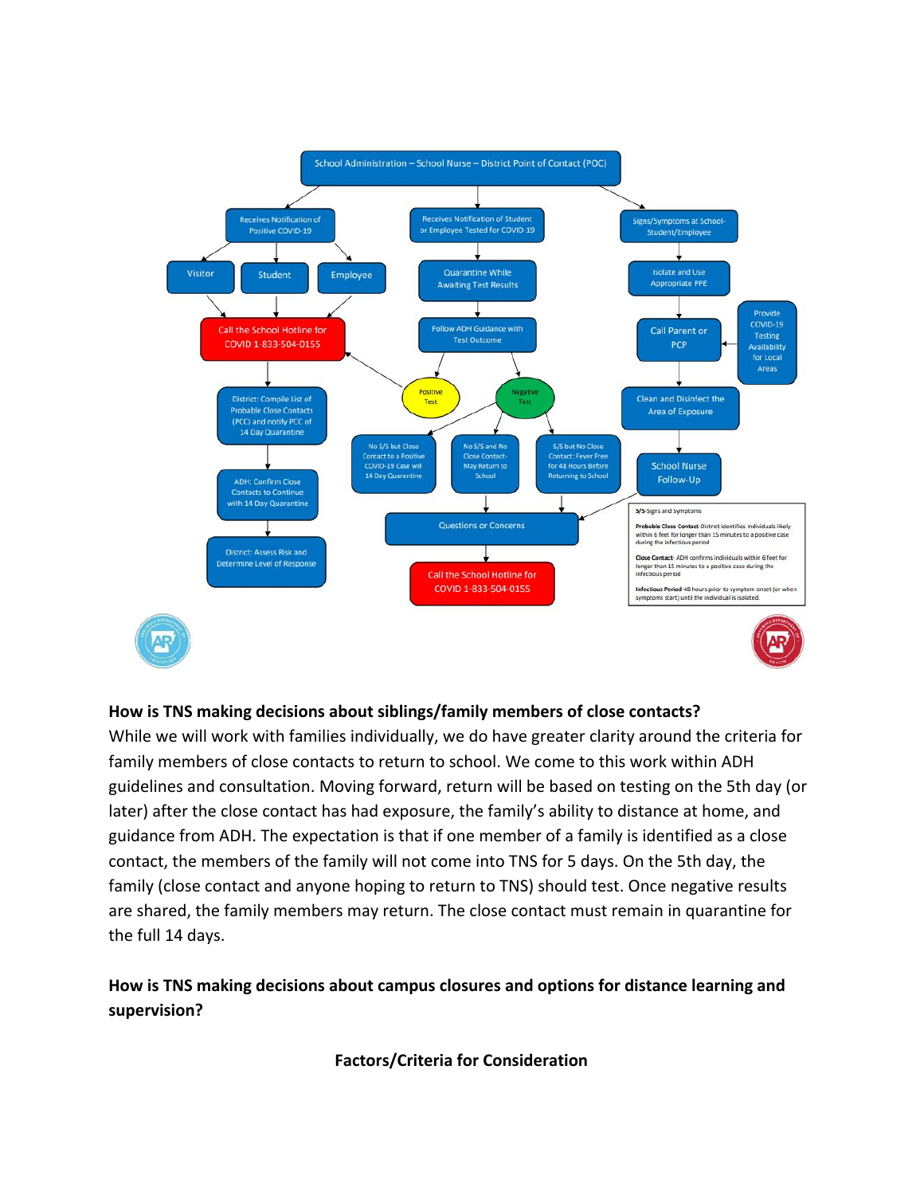School Administration – School Nurse – District Point of Contact (POC)

- Receives Notification of Positive COVID-19
  - Visitor
  - Student
  - Employee
  - Call the School Hotline for COVID 1-833-504-0155
  - District: Compile List of Probable Close Contacts (PCC) and notify PCC of 14 Day Quarantine
  - ADH: Confirm Close Contacts to Continue with 14 Day Quarantine
  - District: Assess Risk and Determine Level of Response
- Receives Notification of Student or Employee Tested for COVID-19
  - Quarantine While Awaiting Test Results
  - Follow ADH Guidance with Test Outcome
  - Positive Test
  - Negative Test
    - No S/S but Close Contact to a Positive COVID-19 Case will 14 Day Quarantine
    - No S/S and No Close Contact- May Return to School
    - S/S but No Close Contact: Fever Free for 48 Hours Before Returning to School
  - Questions or Concerns
  - Call the School Hotline for COVID 1-833-504-0155
- Signs/Symptoms at School- Student/Employee
  - Isolate and Use Appropriate PPE
  - Call Parent or PCP
  - Provide COVID-19 Testing Availability for Local Areas
  - Clean and Disinfect the Area of Exposure
  - School Nurse Follow-Up

**S/S**-Signs and Symptoms

**Probable Close Contact**-District identifies individuals likely within 6 feet for longer than 15 minutes to a positive case during the infectious period

**Close Contact**- ADH confirms individuals within 6 feet for longer than 15 minutes to a positive case during the infectious period

**Infectious Period**-48 hours prior to symptom onset (or when symptoms start) until the individual is isolated.

**How is TNS making decisions about siblings/family members of close contacts?**

While we will work with families individually, we do have greater clarity around the criteria for family members of close contacts to return to school. We come to this work within ADH guidelines and consultation. Moving forward, return will be based on testing on the 5th day (or later) after the close contact has had exposure, the family's ability to distance at home, and guidance from ADH. The expectation is that if one member of a family is identified as a close contact, the members of the family will not come into TNS for 5 days. On the 5th day, the family (close contact and anyone hoping to return to TNS) should test. Once negative results are shared, the family members may return. The close contact must remain in quarantine for the full 14 days.

**How is TNS making decisions about campus closures and options for distance learning and supervision?**

**Factors/Criteria for Consideration**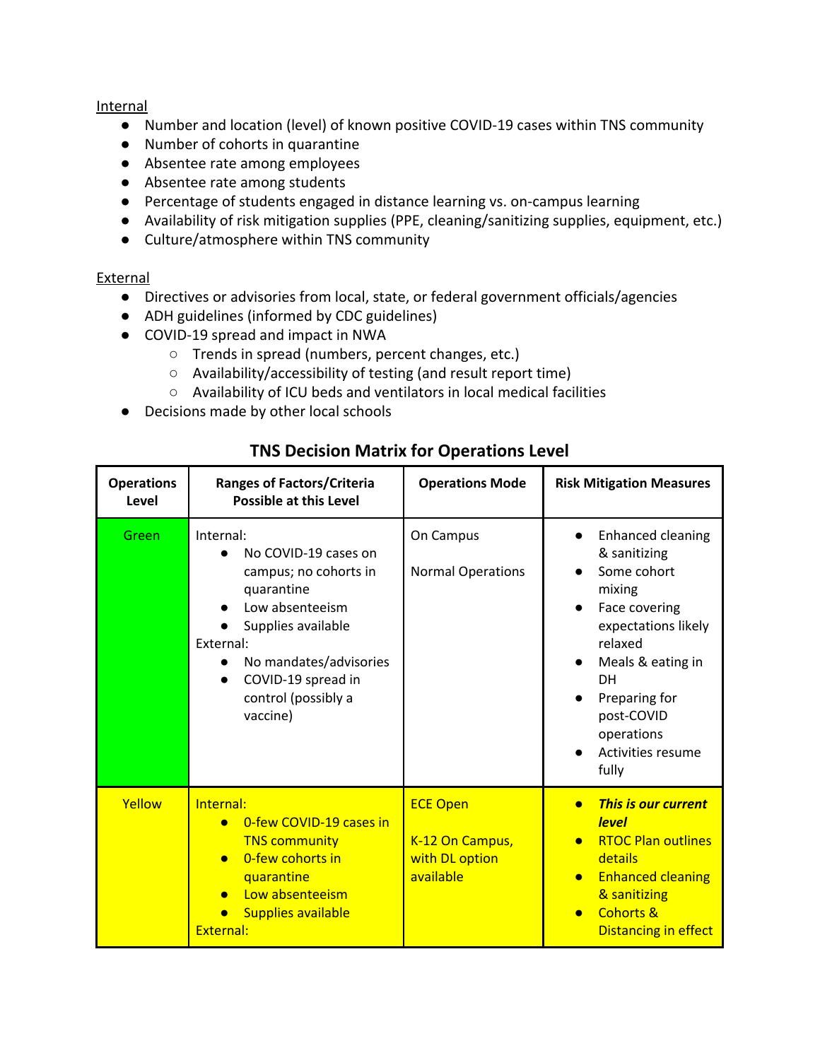<u>Internal</u>

- Number and location (level) of known positive COVID-19 cases within TNS community
- Number of cohorts in quarantine
- Absentee rate among employees
- Absentee rate among students
- Percentage of students engaged in distance learning vs. on-campus learning
- Availability of risk mitigation supplies (PPE, cleaning/sanitizing supplies, equipment, etc.)
- Culture/atmosphere within TNS community

<u>External</u>

- Directives or advisories from local, state, or federal government officials/agencies
- ADH guidelines (informed by CDC guidelines)
- COVID-19 spread and impact in NWA
  - Trends in spread (numbers, percent changes, etc.)
  - Availability/accessibility of testing (and result report time)
  - Availability of ICU beds and ventilators in local medical facilities
- Decisions made by other local schools

## TNS Decision Matrix for Operations Level

| Operations Level | Ranges of Factors/Criteria Possible at this Level | Operations Mode | Risk Mitigation Measures |
| --- | --- | --- | --- |
| Green | Internal:<br>• No COVID-19 cases on campus; no cohorts in quarantine<br>• Low absenteeism<br>• Supplies available<br>External:<br>• No mandates/advisories<br>• COVID-19 spread in control (possibly a vaccine) | On Campus<br><br>Normal Operations | • Enhanced cleaning & sanitizing<br>• Some cohort mixing<br>• Face covering expectations likely relaxed<br>• Meals & eating in DH<br>• Preparing for post-COVID operations<br>• Activities resume fully |
| Yellow | Internal:<br>• 0-few COVID-19 cases in TNS community<br>• 0-few cohorts in quarantine<br>• Low absenteeism<br>• Supplies available<br>External: | ECE Open<br><br>K-12 On Campus, with DL option available | • ***This is our current level***<br>• RTOC Plan outlines details<br>• Enhanced cleaning & sanitizing<br>• Cohorts & Distancing in effect |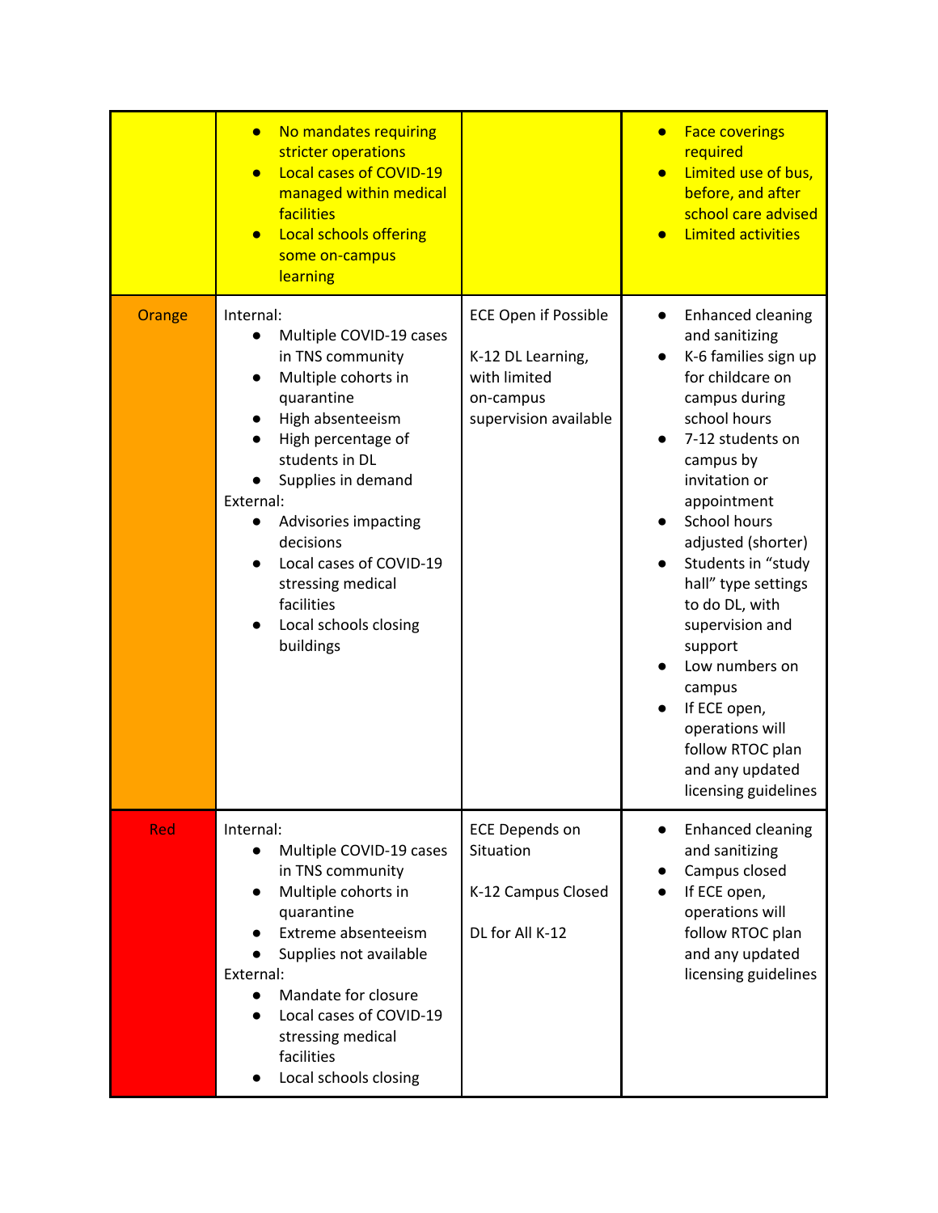| | | | |
|---|---|---|---|
| | • No mandates requiring stricter operations<br>• Local cases of COVID-19 managed within medical facilities<br>• Local schools offering some on-campus learning | | • Face coverings required<br>• Limited use of bus, before, and after school care advised<br>• Limited activities |
| Orange | Internal:<br>• Multiple COVID-19 cases in TNS community<br>• Multiple cohorts in quarantine<br>• High absenteeism<br>• High percentage of students in DL<br>• Supplies in demand<br>External:<br>• Advisories impacting decisions<br>• Local cases of COVID-19 stressing medical facilities<br>• Local schools closing buildings | ECE Open if Possible<br><br>K-12 DL Learning, with limited on-campus supervision available | • Enhanced cleaning and sanitizing<br>• K-6 families sign up for childcare on campus during school hours<br>• 7-12 students on campus by invitation or appointment<br>• School hours adjusted (shorter)<br>• Students in "study hall" type settings to do DL, with supervision and support<br>• Low numbers on campus<br>• If ECE open, operations will follow RTOC plan and any updated licensing guidelines |
| Red | Internal:<br>• Multiple COVID-19 cases in TNS community<br>• Multiple cohorts in quarantine<br>• Extreme absenteeism<br>• Supplies not available<br>External:<br>• Mandate for closure<br>• Local cases of COVID-19 stressing medical facilities<br>• Local schools closing | ECE Depends on Situation<br><br>K-12 Campus Closed<br><br>DL for All K-12 | • Enhanced cleaning and sanitizing<br>• Campus closed<br>• If ECE open, operations will follow RTOC plan and any updated licensing guidelines |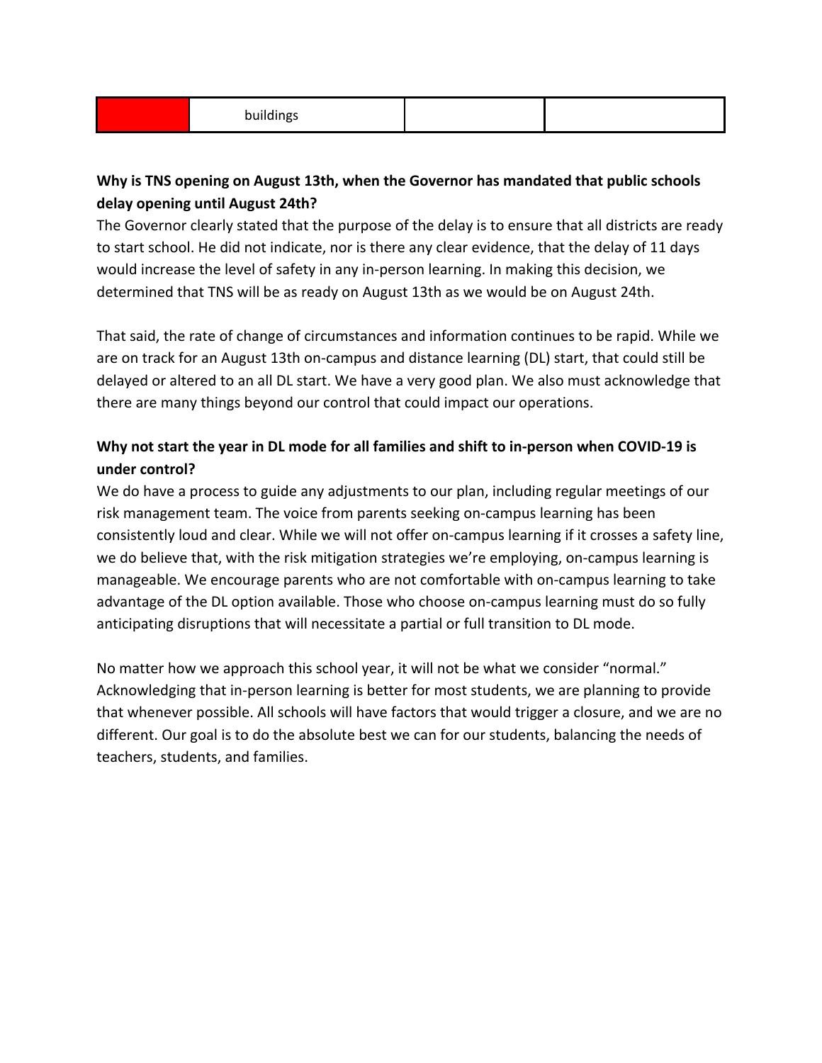| | | | |
|---|---|---|---|
| | buildings | | |

**Why is TNS opening on August 13th, when the Governor has mandated that public schools delay opening until August 24th?**

The Governor clearly stated that the purpose of the delay is to ensure that all districts are ready to start school. He did not indicate, nor is there any clear evidence, that the delay of 11 days would increase the level of safety in any in-person learning. In making this decision, we determined that TNS will be as ready on August 13th as we would be on August 24th.

That said, the rate of change of circumstances and information continues to be rapid. While we are on track for an August 13th on-campus and distance learning (DL) start, that could still be delayed or altered to an all DL start. We have a very good plan. We also must acknowledge that there are many things beyond our control that could impact our operations.

**Why not start the year in DL mode for all families and shift to in-person when COVID-19 is under control?**

We do have a process to guide any adjustments to our plan, including regular meetings of our risk management team. The voice from parents seeking on-campus learning has been consistently loud and clear. While we will not offer on-campus learning if it crosses a safety line, we do believe that, with the risk mitigation strategies we're employing, on-campus learning is manageable. We encourage parents who are not comfortable with on-campus learning to take advantage of the DL option available. Those who choose on-campus learning must do so fully anticipating disruptions that will necessitate a partial or full transition to DL mode.

No matter how we approach this school year, it will not be what we consider "normal." Acknowledging that in-person learning is better for most students, we are planning to provide that whenever possible. All schools will have factors that would trigger a closure, and we are no different. Our goal is to do the absolute best we can for our students, balancing the needs of teachers, students, and families.